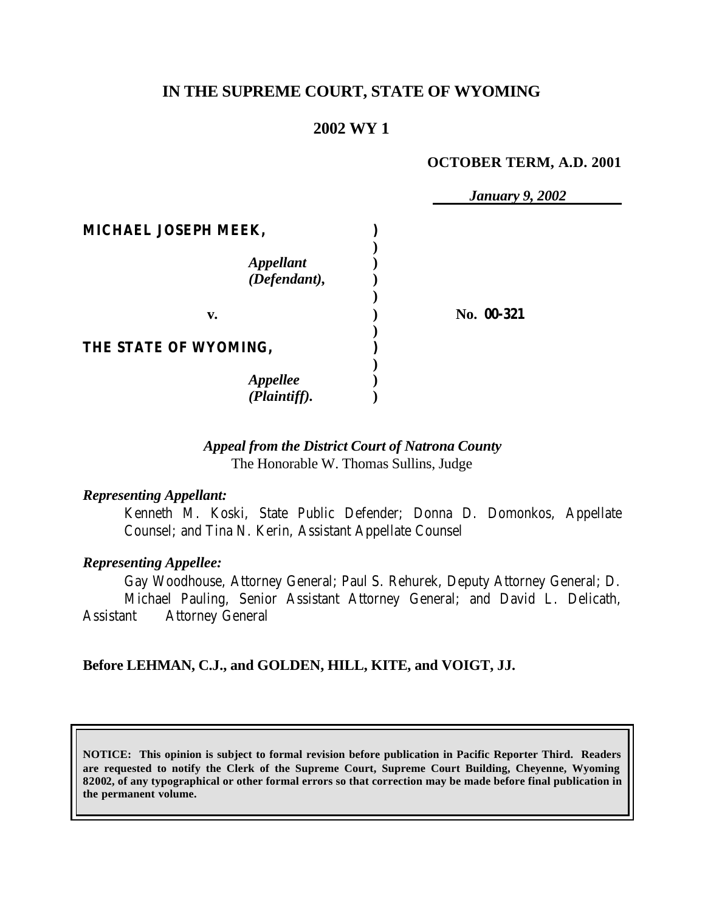# IN THE SUPREME COURT, STATE OF WYOMING

## 2002 WY 1

**OCTOBER TERM, A.D. 2001**

*January 9, 2002*

| | | |
|---|---|---|
| **MICHAEL JOSEPH MEEK,** | ) | |
| | ) | |
| *Appellant* | ) | |
| *(Defendant),* | ) | |
| | ) | |
| **v.** | ) | **No. 00-321** |
| | ) | |
| **THE STATE OF WYOMING,** | ) | |
| | ) | |
| *Appellee* | ) | |
| *(Plaintiff).* | ) | |

*Appeal from the District Court of Natrona County*
The Honorable W. Thomas Sullins, Judge

*Representing Appellant:*

Kenneth M. Koski, State Public Defender; Donna D. Domonkos, Appellate Counsel; and Tina N. Kerin, Assistant Appellate Counsel

*Representing Appellee:*

Gay Woodhouse, Attorney General; Paul S. Rehurek, Deputy Attorney General; D. Michael Pauling, Senior Assistant Attorney General; and David L. Delicath, Assistant Attorney General

**Before LEHMAN, C.J., and GOLDEN, HILL, KITE, and VOIGT, JJ.**

**NOTICE: This opinion is subject to formal revision before publication in Pacific Reporter Third. Readers are requested to notify the Clerk of the Supreme Court, Supreme Court Building, Cheyenne, Wyoming 82002, of any typographical or other formal errors so that correction may be made before final publication in the permanent volume.**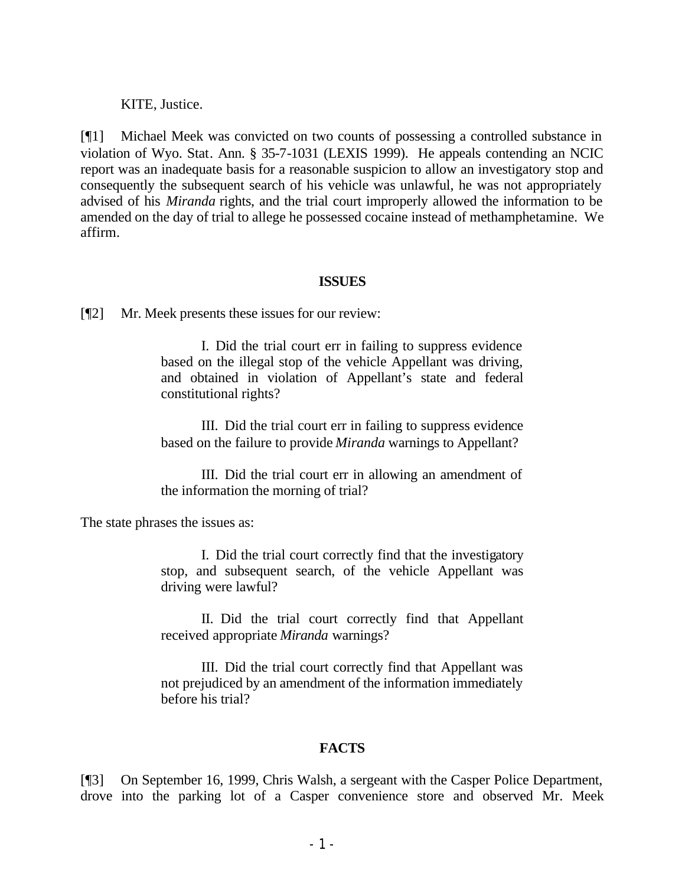KITE, Justice.

[¶1] Michael Meek was convicted on two counts of possessing a controlled substance in violation of Wyo. Stat. Ann. § 35-7-1031 (LEXIS 1999). He appeals contending an NCIC report was an inadequate basis for a reasonable suspicion to allow an investigatory stop and consequently the subsequent search of his vehicle was unlawful, he was not appropriately advised of his *Miranda* rights, and the trial court improperly allowed the information to be amended on the day of trial to allege he possessed cocaine instead of methamphetamine. We affirm.

## ISSUES

[¶2] Mr. Meek presents these issues for our review:

> I. Did the trial court err in failing to suppress evidence based on the illegal stop of the vehicle Appellant was driving, and obtained in violation of Appellant's state and federal constitutional rights?
>
> III. Did the trial court err in failing to suppress evidence based on the failure to provide *Miranda* warnings to Appellant?
>
> III. Did the trial court err in allowing an amendment of the information the morning of trial?

The state phrases the issues as:

> I. Did the trial court correctly find that the investigatory stop, and subsequent search, of the vehicle Appellant was driving were lawful?
>
> II. Did the trial court correctly find that Appellant received appropriate *Miranda* warnings?
>
> III. Did the trial court correctly find that Appellant was not prejudiced by an amendment of the information immediately before his trial?

## FACTS

[¶3] On September 16, 1999, Chris Walsh, a sergeant with the Casper Police Department, drove into the parking lot of a Casper convenience store and observed Mr. Meek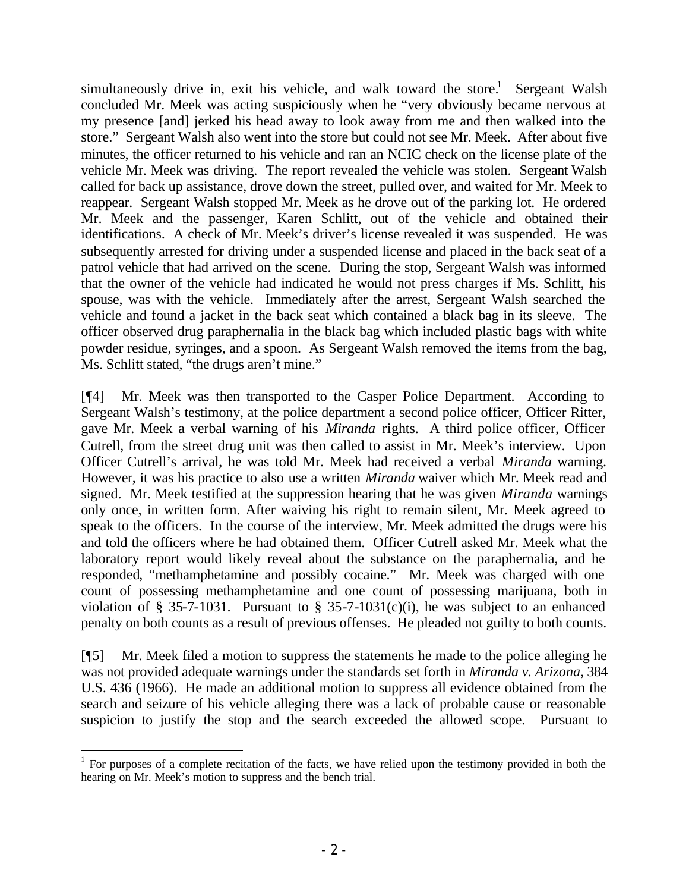simultaneously drive in, exit his vehicle, and walk toward the store.[1] Sergeant Walsh concluded Mr. Meek was acting suspiciously when he "very obviously became nervous at my presence [and] jerked his head away to look away from me and then walked into the store." Sergeant Walsh also went into the store but could not see Mr. Meek. After about five minutes, the officer returned to his vehicle and ran an NCIC check on the license plate of the vehicle Mr. Meek was driving. The report revealed the vehicle was stolen. Sergeant Walsh called for back up assistance, drove down the street, pulled over, and waited for Mr. Meek to reappear. Sergeant Walsh stopped Mr. Meek as he drove out of the parking lot. He ordered Mr. Meek and the passenger, Karen Schlitt, out of the vehicle and obtained their identifications. A check of Mr. Meek's driver's license revealed it was suspended. He was subsequently arrested for driving under a suspended license and placed in the back seat of a patrol vehicle that had arrived on the scene. During the stop, Sergeant Walsh was informed that the owner of the vehicle had indicated he would not press charges if Ms. Schlitt, his spouse, was with the vehicle. Immediately after the arrest, Sergeant Walsh searched the vehicle and found a jacket in the back seat which contained a black bag in its sleeve. The officer observed drug paraphernalia in the black bag which included plastic bags with white powder residue, syringes, and a spoon. As Sergeant Walsh removed the items from the bag, Ms. Schlitt stated, "the drugs aren't mine."

[¶4] Mr. Meek was then transported to the Casper Police Department. According to Sergeant Walsh's testimony, at the police department a second police officer, Officer Ritter, gave Mr. Meek a verbal warning of his *Miranda* rights. A third police officer, Officer Cutrell, from the street drug unit was then called to assist in Mr. Meek's interview. Upon Officer Cutrell's arrival, he was told Mr. Meek had received a verbal *Miranda* warning. However, it was his practice to also use a written *Miranda* waiver which Mr. Meek read and signed. Mr. Meek testified at the suppression hearing that he was given *Miranda* warnings only once, in written form. After waiving his right to remain silent, Mr. Meek agreed to speak to the officers. In the course of the interview, Mr. Meek admitted the drugs were his and told the officers where he had obtained them. Officer Cutrell asked Mr. Meek what the laboratory report would likely reveal about the substance on the paraphernalia, and he responded, "methamphetamine and possibly cocaine." Mr. Meek was charged with one count of possessing methamphetamine and one count of possessing marijuana, both in violation of § 35-7-1031. Pursuant to § 35-7-1031(c)(i), he was subject to an enhanced penalty on both counts as a result of previous offenses. He pleaded not guilty to both counts.

[¶5] Mr. Meek filed a motion to suppress the statements he made to the police alleging he was not provided adequate warnings under the standards set forth in *Miranda v. Arizona*, 384 U.S. 436 (1966). He made an additional motion to suppress all evidence obtained from the search and seizure of his vehicle alleging there was a lack of probable cause or reasonable suspicion to justify the stop and the search exceeded the allowed scope. Pursuant to

[1] For purposes of a complete recitation of the facts, we have relied upon the testimony provided in both the hearing on Mr. Meek's motion to suppress and the bench trial.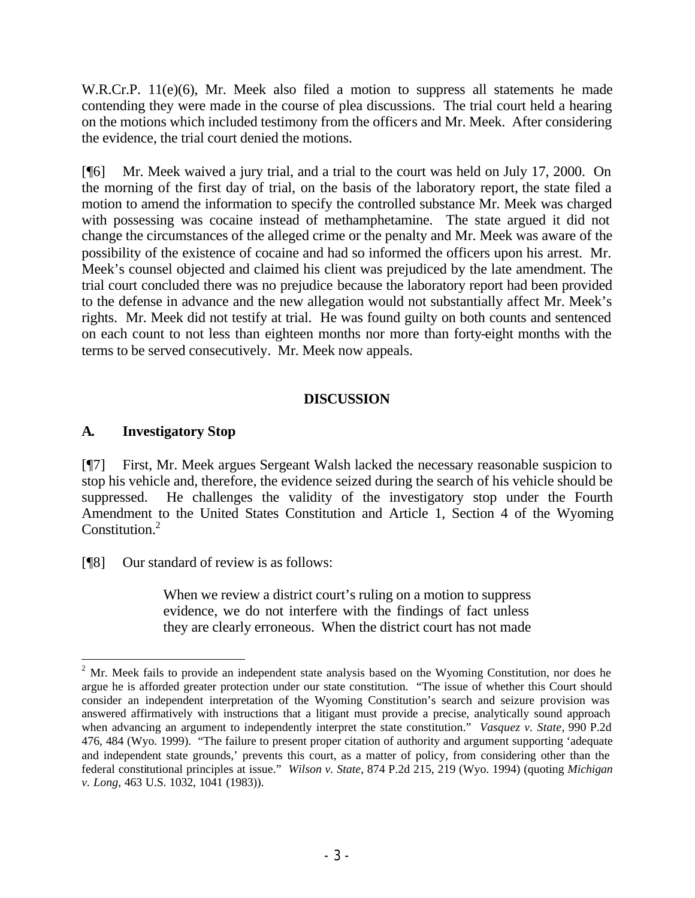W.R.Cr.P. 11(e)(6), Mr. Meek also filed a motion to suppress all statements he made contending they were made in the course of plea discussions. The trial court held a hearing on the motions which included testimony from the officers and Mr. Meek. After considering the evidence, the trial court denied the motions.

[¶6] Mr. Meek waived a jury trial, and a trial to the court was held on July 17, 2000. On the morning of the first day of trial, on the basis of the laboratory report, the state filed a motion to amend the information to specify the controlled substance Mr. Meek was charged with possessing was cocaine instead of methamphetamine. The state argued it did not change the circumstances of the alleged crime or the penalty and Mr. Meek was aware of the possibility of the existence of cocaine and had so informed the officers upon his arrest. Mr. Meek's counsel objected and claimed his client was prejudiced by the late amendment. The trial court concluded there was no prejudice because the laboratory report had been provided to the defense in advance and the new allegation would not substantially affect Mr. Meek's rights. Mr. Meek did not testify at trial. He was found guilty on both counts and sentenced on each count to not less than eighteen months nor more than forty-eight months with the terms to be served consecutively. Mr. Meek now appeals.

## DISCUSSION

### A. Investigatory Stop

[¶7] First, Mr. Meek argues Sergeant Walsh lacked the necessary reasonable suspicion to stop his vehicle and, therefore, the evidence seized during the search of his vehicle should be suppressed. He challenges the validity of the investigatory stop under the Fourth Amendment to the United States Constitution and Article 1, Section 4 of the Wyoming Constitution.[2]

[¶8] Our standard of review is as follows:

> When we review a district court's ruling on a motion to suppress evidence, we do not interfere with the findings of fact unless they are clearly erroneous. When the district court has not made

[2] Mr. Meek fails to provide an independent state analysis based on the Wyoming Constitution, nor does he argue he is afforded greater protection under our state constitution. "The issue of whether this Court should consider an independent interpretation of the Wyoming Constitution's search and seizure provision was answered affirmatively with instructions that a litigant must provide a precise, analytically sound approach when advancing an argument to independently interpret the state constitution." *Vasquez v. State*, 990 P.2d 476, 484 (Wyo. 1999). "The failure to present proper citation of authority and argument supporting 'adequate and independent state grounds,' prevents this court, as a matter of policy, from considering other than the federal constitutional principles at issue." *Wilson v. State*, 874 P.2d 215, 219 (Wyo. 1994) (quoting *Michigan v. Long*, 463 U.S. 1032, 1041 (1983)).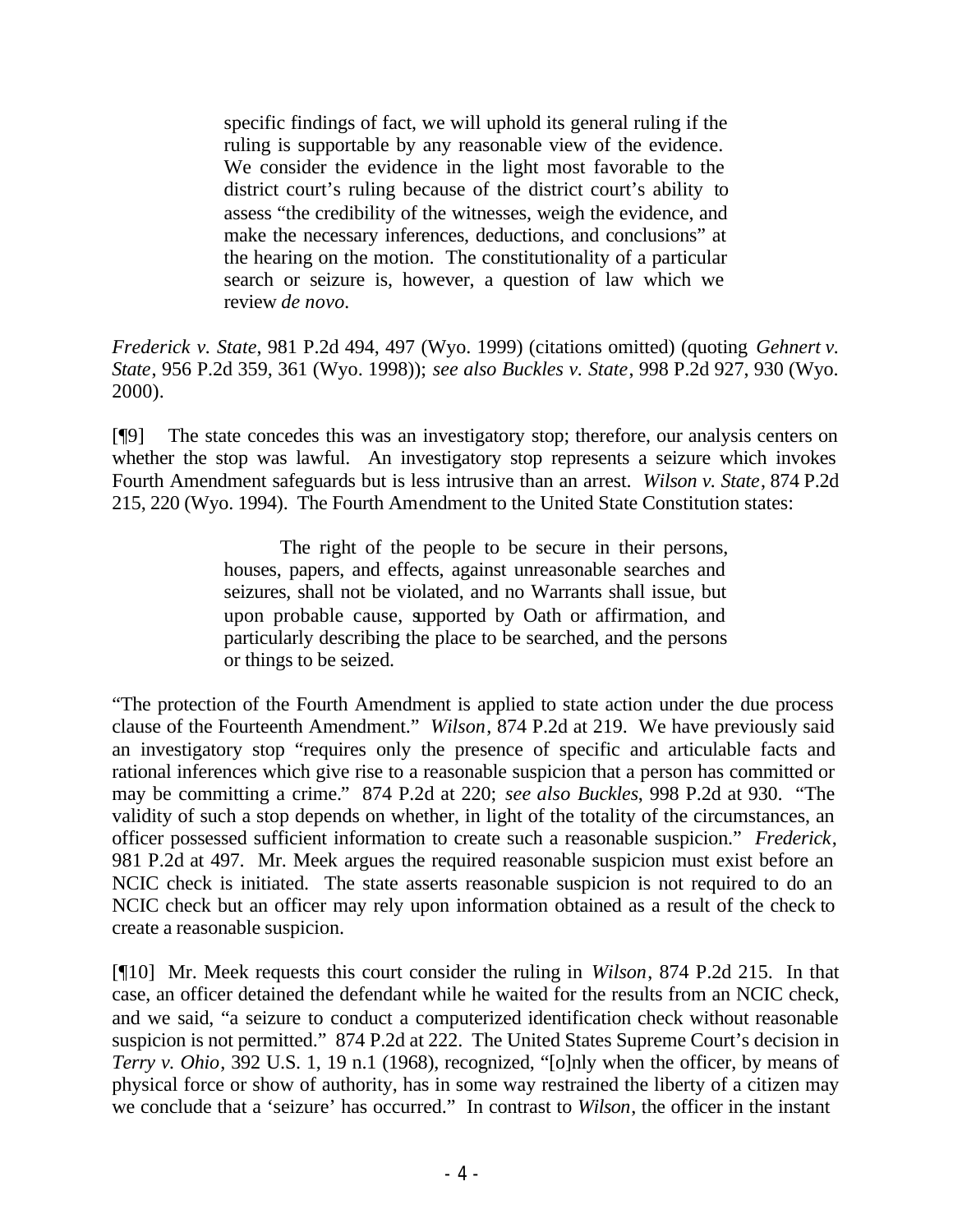> specific findings of fact, we will uphold its general ruling if the ruling is supportable by any reasonable view of the evidence. We consider the evidence in the light most favorable to the district court's ruling because of the district court's ability to assess "the credibility of the witnesses, weigh the evidence, and make the necessary inferences, deductions, and conclusions" at the hearing on the motion. The constitutionality of a particular search or seizure is, however, a question of law which we review *de novo*.

*Frederick v. State*, 981 P.2d 494, 497 (Wyo. 1999) (citations omitted) (quoting *Gehnert v. State*, 956 P.2d 359, 361 (Wyo. 1998)); *see also Buckles v. State*, 998 P.2d 927, 930 (Wyo. 2000).

[¶9] The state concedes this was an investigatory stop; therefore, our analysis centers on whether the stop was lawful. An investigatory stop represents a seizure which invokes Fourth Amendment safeguards but is less intrusive than an arrest. *Wilson v. State*, 874 P.2d 215, 220 (Wyo. 1994). The Fourth Amendment to the United State Constitution states:

> The right of the people to be secure in their persons, houses, papers, and effects, against unreasonable searches and seizures, shall not be violated, and no Warrants shall issue, but upon probable cause, supported by Oath or affirmation, and particularly describing the place to be searched, and the persons or things to be seized.

"The protection of the Fourth Amendment is applied to state action under the due process clause of the Fourteenth Amendment." *Wilson*, 874 P.2d at 219. We have previously said an investigatory stop "requires only the presence of specific and articulable facts and rational inferences which give rise to a reasonable suspicion that a person has committed or may be committing a crime." 874 P.2d at 220; *see also Buckles*, 998 P.2d at 930. "The validity of such a stop depends on whether, in light of the totality of the circumstances, an officer possessed sufficient information to create such a reasonable suspicion." *Frederick*, 981 P.2d at 497. Mr. Meek argues the required reasonable suspicion must exist before an NCIC check is initiated. The state asserts reasonable suspicion is not required to do an NCIC check but an officer may rely upon information obtained as a result of the check to create a reasonable suspicion.

[¶10] Mr. Meek requests this court consider the ruling in *Wilson*, 874 P.2d 215. In that case, an officer detained the defendant while he waited for the results from an NCIC check, and we said, "a seizure to conduct a computerized identification check without reasonable suspicion is not permitted." 874 P.2d at 222. The United States Supreme Court's decision in *Terry v. Ohio*, 392 U.S. 1, 19 n.1 (1968), recognized, "[o]nly when the officer, by means of physical force or show of authority, has in some way restrained the liberty of a citizen may we conclude that a 'seizure' has occurred." In contrast to *Wilson*, the officer in the instant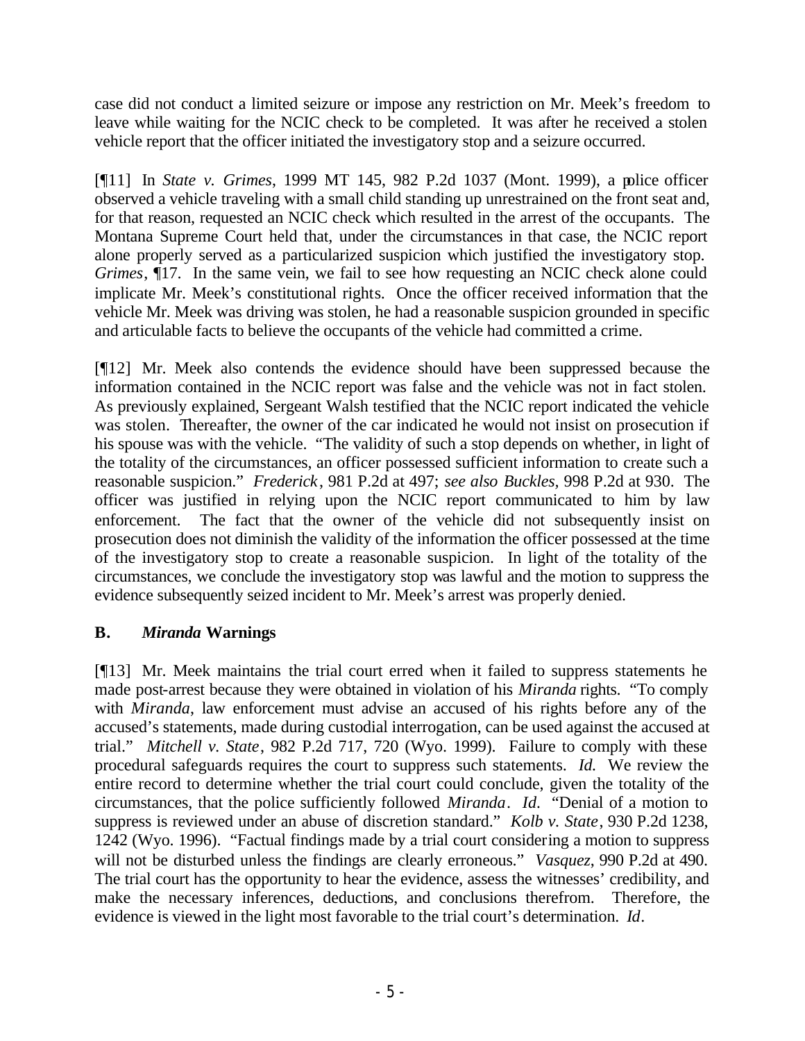case did not conduct a limited seizure or impose any restriction on Mr. Meek's freedom to leave while waiting for the NCIC check to be completed. It was after he received a stolen vehicle report that the officer initiated the investigatory stop and a seizure occurred.

[¶11] In *State v. Grimes*, 1999 MT 145, 982 P.2d 1037 (Mont. 1999), a police officer observed a vehicle traveling with a small child standing up unrestrained on the front seat and, for that reason, requested an NCIC check which resulted in the arrest of the occupants. The Montana Supreme Court held that, under the circumstances in that case, the NCIC report alone properly served as a particularized suspicion which justified the investigatory stop. *Grimes*, ¶17. In the same vein, we fail to see how requesting an NCIC check alone could implicate Mr. Meek's constitutional rights. Once the officer received information that the vehicle Mr. Meek was driving was stolen, he had a reasonable suspicion grounded in specific and articulable facts to believe the occupants of the vehicle had committed a crime.

[¶12] Mr. Meek also contends the evidence should have been suppressed because the information contained in the NCIC report was false and the vehicle was not in fact stolen. As previously explained, Sergeant Walsh testified that the NCIC report indicated the vehicle was stolen. Thereafter, the owner of the car indicated he would not insist on prosecution if his spouse was with the vehicle. "The validity of such a stop depends on whether, in light of the totality of the circumstances, an officer possessed sufficient information to create such a reasonable suspicion." *Frederick*, 981 P.2d at 497; *see also Buckles*, 998 P.2d at 930. The officer was justified in relying upon the NCIC report communicated to him by law enforcement. The fact that the owner of the vehicle did not subsequently insist on prosecution does not diminish the validity of the information the officer possessed at the time of the investigatory stop to create a reasonable suspicion. In light of the totality of the circumstances, we conclude the investigatory stop was lawful and the motion to suppress the evidence subsequently seized incident to Mr. Meek's arrest was properly denied.

## B. *Miranda* Warnings

[¶13] Mr. Meek maintains the trial court erred when it failed to suppress statements he made post-arrest because they were obtained in violation of his *Miranda* rights. "To comply with *Miranda*, law enforcement must advise an accused of his rights before any of the accused's statements, made during custodial interrogation, can be used against the accused at trial." *Mitchell v. State*, 982 P.2d 717, 720 (Wyo. 1999). Failure to comply with these procedural safeguards requires the court to suppress such statements. *Id.* We review the entire record to determine whether the trial court could conclude, given the totality of the circumstances, that the police sufficiently followed *Miranda*. *Id.* "Denial of a motion to suppress is reviewed under an abuse of discretion standard." *Kolb v. State*, 930 P.2d 1238, 1242 (Wyo. 1996). "Factual findings made by a trial court considering a motion to suppress will not be disturbed unless the findings are clearly erroneous." *Vasquez*, 990 P.2d at 490. The trial court has the opportunity to hear the evidence, assess the witnesses' credibility, and make the necessary inferences, deductions, and conclusions therefrom. Therefore, the evidence is viewed in the light most favorable to the trial court's determination. *Id*.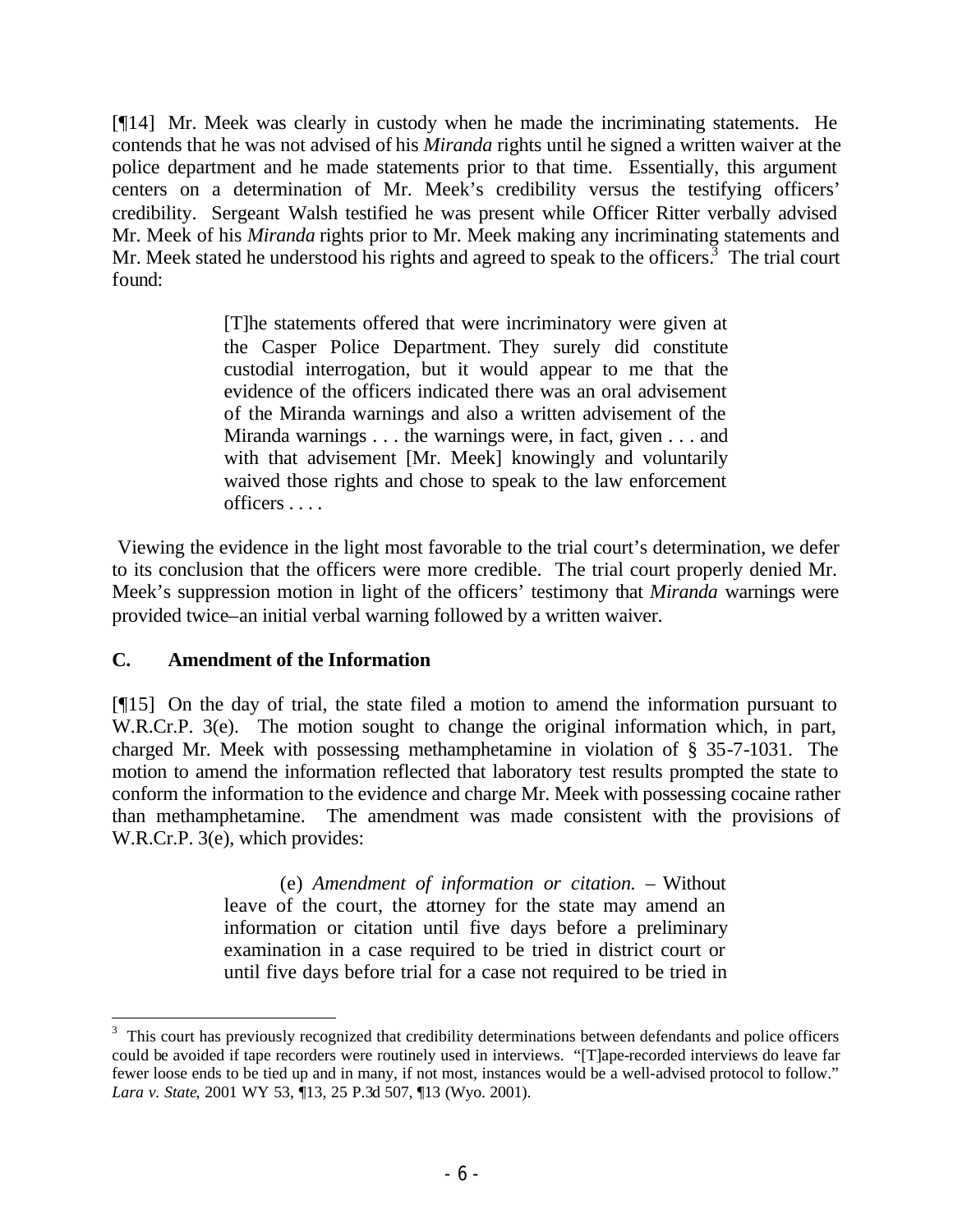[¶14] Mr. Meek was clearly in custody when he made the incriminating statements. He contends that he was not advised of his *Miranda* rights until he signed a written waiver at the police department and he made statements prior to that time. Essentially, this argument centers on a determination of Mr. Meek's credibility versus the testifying officers' credibility. Sergeant Walsh testified he was present while Officer Ritter verbally advised Mr. Meek of his *Miranda* rights prior to Mr. Meek making any incriminating statements and Mr. Meek stated he understood his rights and agreed to speak to the officers.[3] The trial court found:

> [T]he statements offered that were incriminatory were given at the Casper Police Department. They surely did constitute custodial interrogation, but it would appear to me that the evidence of the officers indicated there was an oral advisement of the Miranda warnings and also a written advisement of the Miranda warnings . . . the warnings were, in fact, given . . . and with that advisement [Mr. Meek] knowingly and voluntarily waived those rights and chose to speak to the law enforcement officers . . . .

Viewing the evidence in the light most favorable to the trial court's determination, we defer to its conclusion that the officers were more credible. The trial court properly denied Mr. Meek's suppression motion in light of the officers' testimony that *Miranda* warnings were provided twice–an initial verbal warning followed by a written waiver.

### C. Amendment of the Information

[¶15] On the day of trial, the state filed a motion to amend the information pursuant to W.R.Cr.P. 3(e). The motion sought to change the original information which, in part, charged Mr. Meek with possessing methamphetamine in violation of § 35-7-1031. The motion to amend the information reflected that laboratory test results prompted the state to conform the information to the evidence and charge Mr. Meek with possessing cocaine rather than methamphetamine. The amendment was made consistent with the provisions of W.R.Cr.P. 3(e), which provides:

> (e) *Amendment of information or citation.* – Without leave of the court, the attorney for the state may amend an information or citation until five days before a preliminary examination in a case required to be tried in district court or until five days before trial for a case not required to be tried in

---

[3] This court has previously recognized that credibility determinations between defendants and police officers could be avoided if tape recorders were routinely used in interviews. "[T]ape-recorded interviews do leave far fewer loose ends to be tied up and in many, if not most, instances would be a well-advised protocol to follow." *Lara v. State*, 2001 WY 53, ¶13, 25 P.3d 507, ¶13 (Wyo. 2001).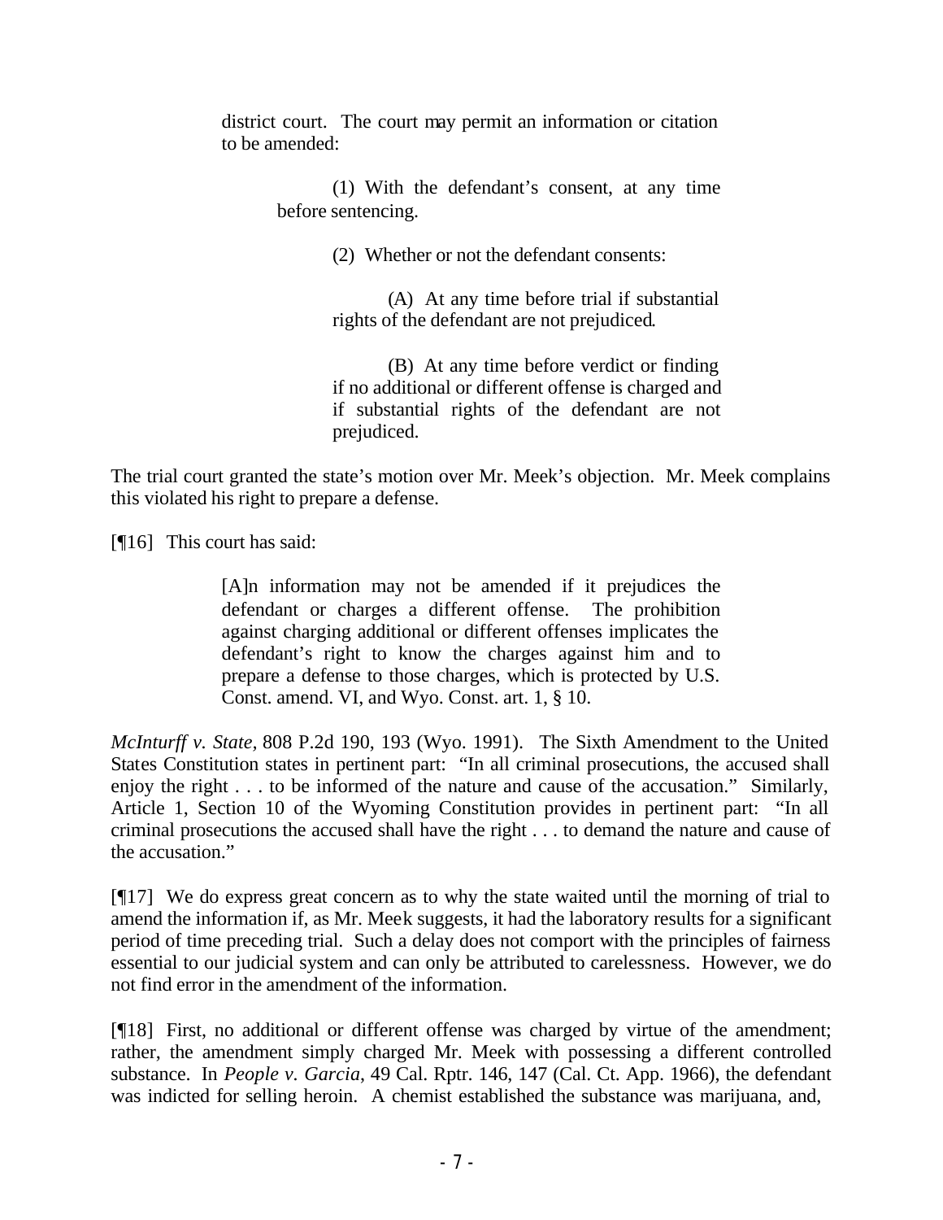> district court. The court may permit an information or citation to be amended:
>
> > (1) With the defendant's consent, at any time before sentencing.
> >
> > (2) Whether or not the defendant consents:
> >
> > > (A) At any time before trial if substantial rights of the defendant are not prejudiced.
> > >
> > > (B) At any time before verdict or finding if no additional or different offense is charged and if substantial rights of the defendant are not prejudiced.

The trial court granted the state's motion over Mr. Meek's objection. Mr. Meek complains this violated his right to prepare a defense.

[¶16] This court has said:

> [A]n information may not be amended if it prejudices the defendant or charges a different offense. The prohibition against charging additional or different offenses implicates the defendant's right to know the charges against him and to prepare a defense to those charges, which is protected by U.S. Const. amend. VI, and Wyo. Const. art. 1, § 10.

*McInturff v. State*, 808 P.2d 190, 193 (Wyo. 1991). The Sixth Amendment to the United States Constitution states in pertinent part: "In all criminal prosecutions, the accused shall enjoy the right . . . to be informed of the nature and cause of the accusation." Similarly, Article 1, Section 10 of the Wyoming Constitution provides in pertinent part: "In all criminal prosecutions the accused shall have the right . . . to demand the nature and cause of the accusation."

[¶17] We do express great concern as to why the state waited until the morning of trial to amend the information if, as Mr. Meek suggests, it had the laboratory results for a significant period of time preceding trial. Such a delay does not comport with the principles of fairness essential to our judicial system and can only be attributed to carelessness. However, we do not find error in the amendment of the information.

[¶18] First, no additional or different offense was charged by virtue of the amendment; rather, the amendment simply charged Mr. Meek with possessing a different controlled substance. In *People v. Garcia*, 49 Cal. Rptr. 146, 147 (Cal. Ct. App. 1966), the defendant was indicted for selling heroin. A chemist established the substance was marijuana, and,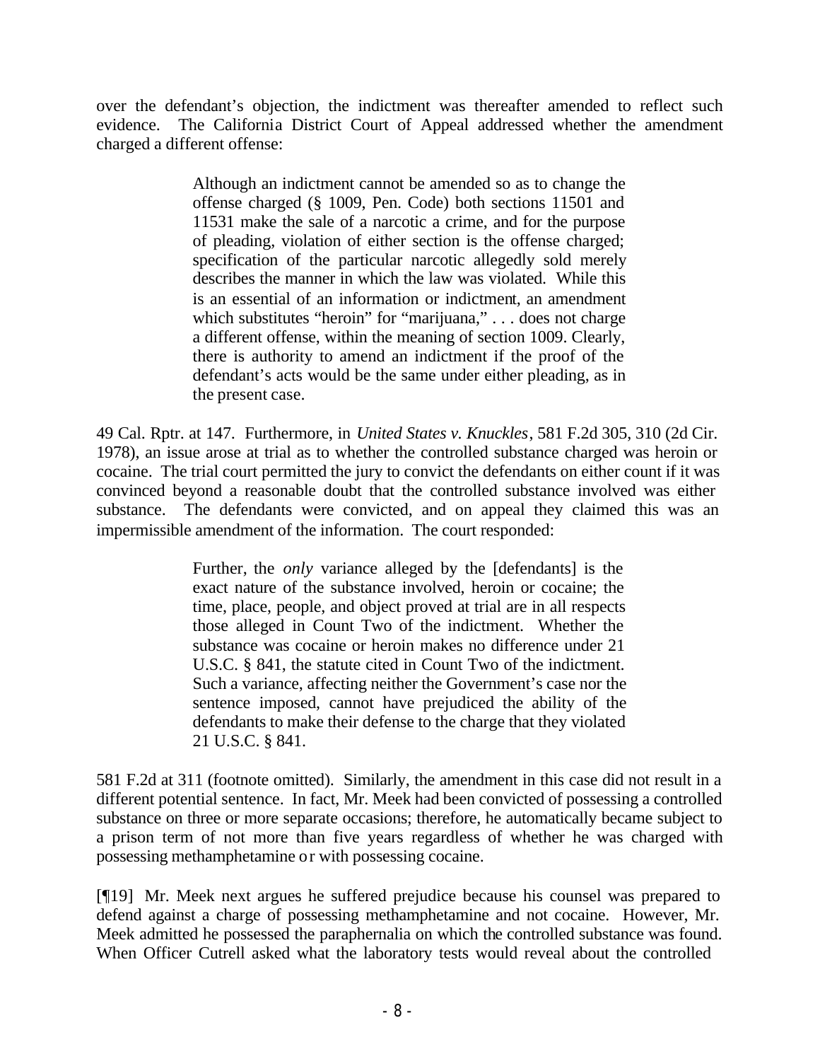over the defendant's objection, the indictment was thereafter amended to reflect such evidence. The California District Court of Appeal addressed whether the amendment charged a different offense:

> Although an indictment cannot be amended so as to change the offense charged (§ 1009, Pen. Code) both sections 11501 and 11531 make the sale of a narcotic a crime, and for the purpose of pleading, violation of either section is the offense charged; specification of the particular narcotic allegedly sold merely describes the manner in which the law was violated. While this is an essential of an information or indictment, an amendment which substitutes "heroin" for "marijuana," . . . does not charge a different offense, within the meaning of section 1009. Clearly, there is authority to amend an indictment if the proof of the defendant's acts would be the same under either pleading, as in the present case.

49 Cal. Rptr. at 147. Furthermore, in *United States v. Knuckles*, 581 F.2d 305, 310 (2d Cir. 1978), an issue arose at trial as to whether the controlled substance charged was heroin or cocaine. The trial court permitted the jury to convict the defendants on either count if it was convinced beyond a reasonable doubt that the controlled substance involved was either substance. The defendants were convicted, and on appeal they claimed this was an impermissible amendment of the information. The court responded:

> Further, the *only* variance alleged by the [defendants] is the exact nature of the substance involved, heroin or cocaine; the time, place, people, and object proved at trial are in all respects those alleged in Count Two of the indictment. Whether the substance was cocaine or heroin makes no difference under 21 U.S.C. § 841, the statute cited in Count Two of the indictment. Such a variance, affecting neither the Government's case nor the sentence imposed, cannot have prejudiced the ability of the defendants to make their defense to the charge that they violated 21 U.S.C. § 841.

581 F.2d at 311 (footnote omitted). Similarly, the amendment in this case did not result in a different potential sentence. In fact, Mr. Meek had been convicted of possessing a controlled substance on three or more separate occasions; therefore, he automatically became subject to a prison term of not more than five years regardless of whether he was charged with possessing methamphetamine or with possessing cocaine.

[¶19] Mr. Meek next argues he suffered prejudice because his counsel was prepared to defend against a charge of possessing methamphetamine and not cocaine. However, Mr. Meek admitted he possessed the paraphernalia on which the controlled substance was found. When Officer Cutrell asked what the laboratory tests would reveal about the controlled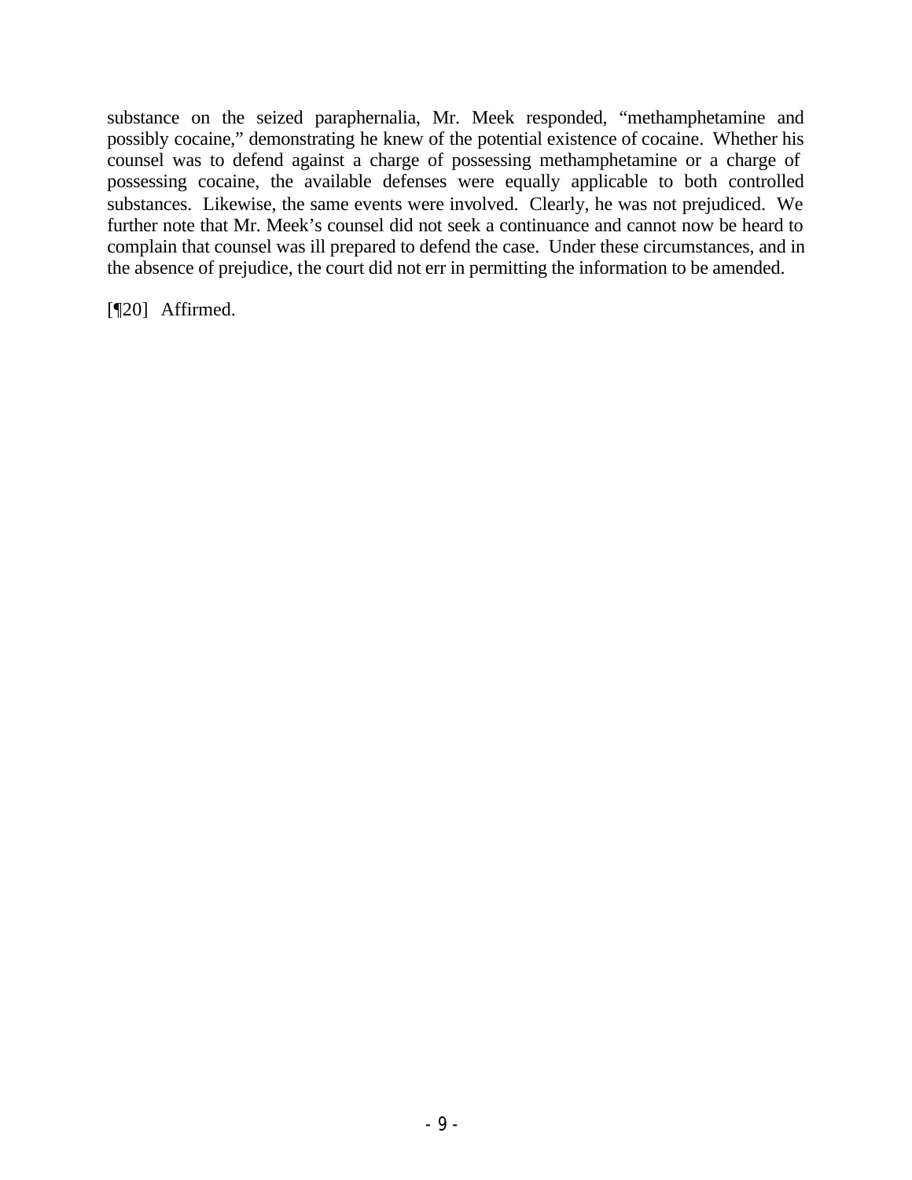substance on the seized paraphernalia, Mr. Meek responded, "methamphetamine and possibly cocaine," demonstrating he knew of the potential existence of cocaine. Whether his counsel was to defend against a charge of possessing methamphetamine or a charge of possessing cocaine, the available defenses were equally applicable to both controlled substances. Likewise, the same events were involved. Clearly, he was not prejudiced. We further note that Mr. Meek's counsel did not seek a continuance and cannot now be heard to complain that counsel was ill prepared to defend the case. Under these circumstances, and in the absence of prejudice, the court did not err in permitting the information to be amended.

[¶20] Affirmed.